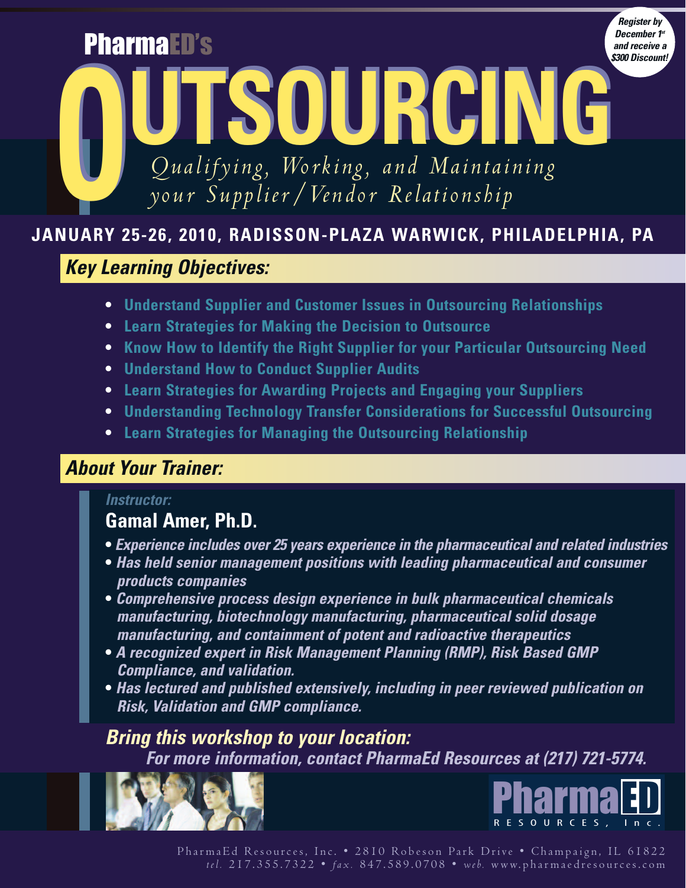PharmaED's

# OUTSOURCING

*Qualifying, Working, and Maintaining your Supplier/Vendor Relationship*

*Register by December 1st and receive a $300 Discount!*

**JANUARY 25-26, 2010, RADISSON-PLAZA WARWICK, PHILADELPHIA, PA**

## *Key Learning Objectives:*

- **Understand Supplier and Customer Issues in Outsourcing Relationships**
- **Learn Strategies for Making the Decision to Outsource**
- **Know How to Identify the Right Supplier for your Particular Outsourcing Need**
- **Understand How to Conduct Supplier Audits**
- **Learn Strategies for Awarding Projects and Engaging your Suppliers**
- **Understanding Technology Transfer Considerations for Successful Outsourcing**
- **Learn Strategies for Managing the Outsourcing Relationship**

## *About Your Trainer:*

*Instructor:*

### Gamal Amer, Ph.D.

- ***Experience includes over 25 years experience in the pharmaceutical and related industries***
- ***Has held senior management positions with leading pharmaceutical and consumer products companies***
- ***Comprehensive process design experience in bulk pharmaceutical chemicals manufacturing, biotechnology manufacturing, pharmaceutical solid dosage manufacturing, and containment of potent and radioactive therapeutics***
- ***A recognized expert in Risk Management Planning (RMP), Risk Based GMP Compliance, and validation.***
- ***Has lectured and published extensively, including in peer reviewed publication on Risk, Validation and GMP compliance.***

***Bring this workshop to your location:***

***For more information, contact PharmaEd Resources at (217) 721-5774.***

PharmaED RESOURCES, Inc.

PharmaEd Resources, Inc. • 2810 Robeson Park Drive • Champaign, IL 61822
*tel.* 217.355.7322 • *fax.* 847.589.0708 • *web.* www.pharmaedresources.com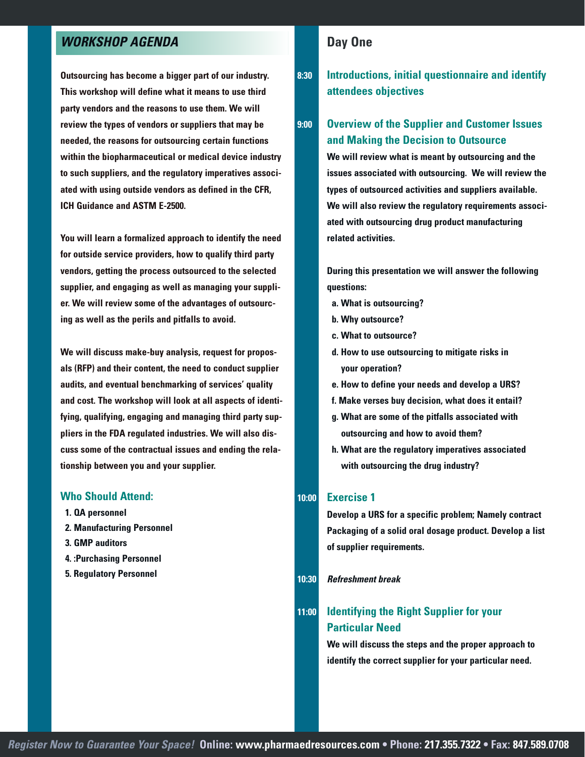## *WORKSHOP AGENDA*

**Outsourcing has become a bigger part of our industry. This workshop will define what it means to use third party vendors and the reasons to use them. We will review the types of vendors or suppliers that may be needed, the reasons for outsourcing certain functions within the biopharmaceutical or medical device industry to such suppliers, and the regulatory imperatives associated with using outside vendors as defined in the CFR, ICH Guidance and ASTM E-2500.**

**You will learn a formalized approach to identify the need for outside service providers, how to qualify third party vendors, getting the process outsourced to the selected supplier, and engaging as well as managing your supplier. We will review some of the advantages of outsourcing as well as the perils and pitfalls to avoid.**

**We will discuss make-buy analysis, request for proposals (RFP) and their content, the need to conduct supplier audits, and eventual benchmarking of services' quality and cost. The workshop will look at all aspects of identifying, qualifying, engaging and managing third party suppliers in the FDA regulated industries. We will also discuss some of the contractual issues and ending the relationship between you and your supplier.**

### Who Should Attend:

1. QA personnel
2. Manufacturing Personnel
3. GMP auditors
4. :Purchasing Personnel
5. Regulatory Personnel

## Day One

**8:30** **Introductions, initial questionnaire and identify attendees objectives**

**9:00** **Overview of the Supplier and Customer Issues and Making the Decision to Outsource**

**We will review what is meant by outsourcing and the issues associated with outsourcing. We will review the types of outsourced activities and suppliers available. We will also review the regulatory requirements associated with outsourcing drug product manufacturing related activities.**

**During this presentation we will answer the following questions:**

a. What is outsourcing?
b. Why outsource?
c. What to outsource?
d. How to use outsourcing to mitigate risks in your operation?
e. How to define your needs and develop a URS?
f. Make verses buy decision, what does it entail?
g. What are some of the pitfalls associated with outsourcing and how to avoid them?
h. What are the regulatory imperatives associated with outsourcing the drug industry?

**10:00** **Exercise 1**

**Develop a URS for a specific problem; Namely contract Packaging of a solid oral dosage product. Develop a list of supplier requirements.**

**10:30** ***Refreshment break***

**11:00** **Identifying the Right Supplier for your Particular Need**

**We will discuss the steps and the proper approach to identify the correct supplier for your particular need.**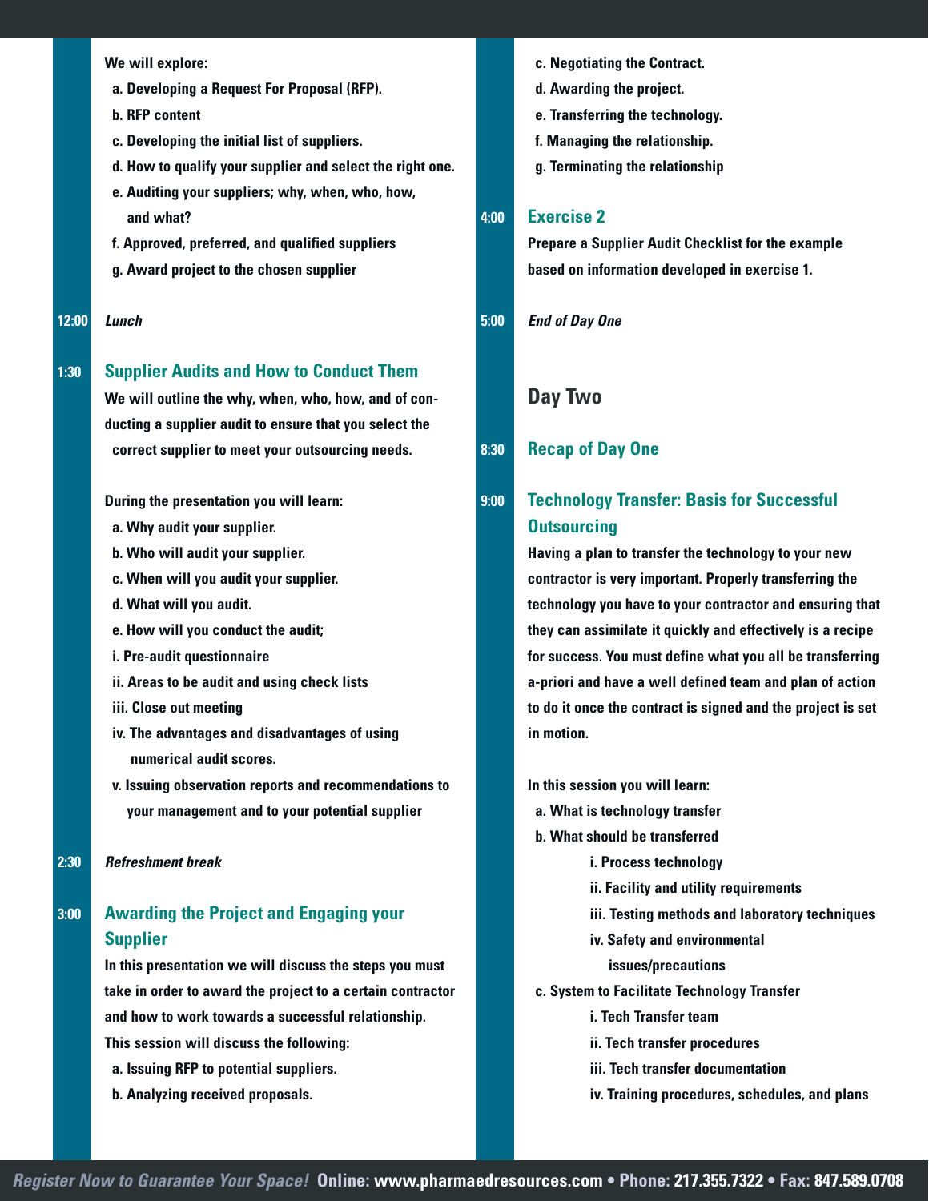We will explore:

- a. Developing a Request For Proposal (RFP).
- b. RFP content
- c. Developing the initial list of suppliers.
- d. How to qualify your supplier and select the right one.
- e. Auditing your suppliers; why, when, who, how, and what?
- f. Approved, preferred, and qualified suppliers
- g. Award project to the chosen supplier

**12:00** *Lunch*

## 1:30 Supplier Audits and How to Conduct Them

We will outline the why, when, who, how, and of conducting a supplier audit to ensure that you select the correct supplier to meet your outsourcing needs.

During the presentation you will learn:

- a. Why audit your supplier.
- b. Who will audit your supplier.
- c. When will you audit your supplier.
- d. What will you audit.
- e. How will you conduct the audit;
  - i. Pre-audit questionnaire
  - ii. Areas to be audit and using check lists
  - iii. Close out meeting
  - iv. The advantages and disadvantages of using numerical audit scores.
  - v. Issuing observation reports and recommendations to your management and to your potential supplier

**2:30** *Refreshment break*

## 3:00 Awarding the Project and Engaging your Supplier

In this presentation we will discuss the steps you must take in order to award the project to a certain contractor and how to work towards a successful relationship. This session will discuss the following:

- a. Issuing RFP to potential suppliers.
- b. Analyzing received proposals.
- c. Negotiating the Contract.
- d. Awarding the project.
- e. Transferring the technology.
- f. Managing the relationship.
- g. Terminating the relationship

## 4:00 Exercise 2

Prepare a Supplier Audit Checklist for the example based on information developed in exercise 1.

**5:00** *End of Day One*

# Day Two

## 8:30 Recap of Day One

## 9:00 Technology Transfer: Basis for Successful Outsourcing

Having a plan to transfer the technology to your new contractor is very important. Properly transferring the technology you have to your contractor and ensuring that they can assimilate it quickly and effectively is a recipe for success. You must define what you all be transferring a-priori and have a well defined team and plan of action to do it once the contract is signed and the project is set in motion.

In this session you will learn:

- a. What is technology transfer
- b. What should be transferred
  - i. Process technology
  - ii. Facility and utility requirements
  - iii. Testing methods and laboratory techniques
  - iv. Safety and environmental issues/precautions
- c. System to Facilitate Technology Transfer
  - i. Tech Transfer team
  - ii. Tech transfer procedures
  - iii. Tech transfer documentation
  - iv. Training procedures, schedules, and plans

*Register Now to Guarantee Your Space!* Online: www.pharmaedresources.com • Phone: 217.355.7322 • Fax: 847.589.0708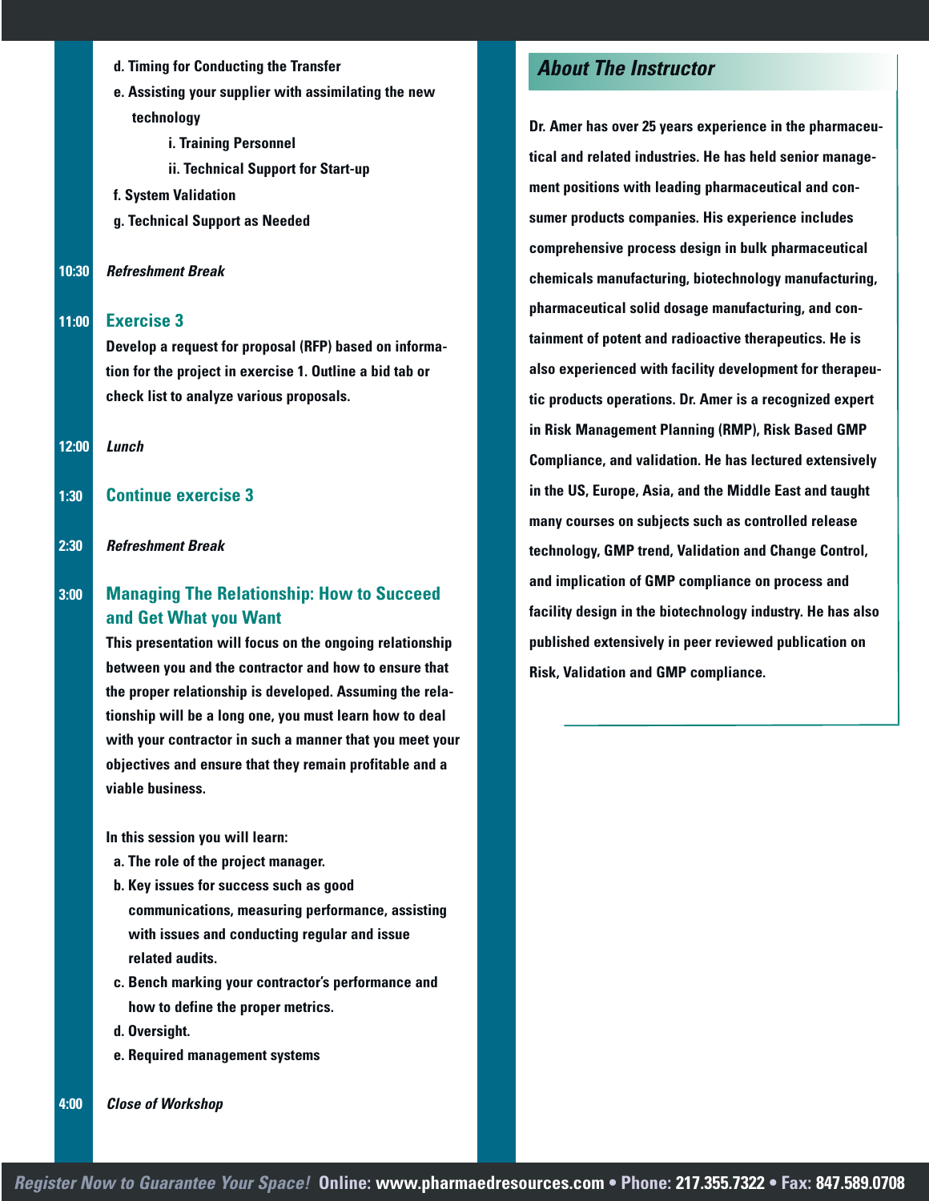d. Timing for Conducting the Transfer

e. Assisting your supplier with assimilating the new technology

  i. Training Personnel

  ii. Technical Support for Start-up

f. System Validation

g. Technical Support as Needed

**10:30** *Refreshment Break*

**11:00** **Exercise 3**

Develop a request for proposal (RFP) based on information for the project in exercise 1. Outline a bid tab or check list to analyze various proposals.

**12:00** *Lunch*

**1:30** **Continue exercise 3**

**2:30** *Refreshment Break*

**3:00** **Managing The Relationship: How to Succeed and Get What you Want**

This presentation will focus on the ongoing relationship between you and the contractor and how to ensure that the proper relationship is developed. Assuming the relationship will be a long one, you must learn how to deal with your contractor in such a manner that you meet your objectives and ensure that they remain profitable and a viable business.

In this session you will learn:

a. The role of the project manager.

b. Key issues for success such as good communications, measuring performance, assisting with issues and conducting regular and issue related audits.

c. Bench marking your contractor's performance and how to define the proper metrics.

d. Oversight.

e. Required management systems

**4:00** *Close of Workshop*

## *About The Instructor*

Dr. Amer has over 25 years experience in the pharmaceutical and related industries. He has held senior management positions with leading pharmaceutical and consumer products companies. His experience includes comprehensive process design in bulk pharmaceutical chemicals manufacturing, biotechnology manufacturing, pharmaceutical solid dosage manufacturing, and containment of potent and radioactive therapeutics. He is also experienced with facility development for therapeutic products operations. Dr. Amer is a recognized expert in Risk Management Planning (RMP), Risk Based GMP Compliance, and validation. He has lectured extensively in the US, Europe, Asia, and the Middle East and taught many courses on subjects such as controlled release technology, GMP trend, Validation and Change Control, and implication of GMP compliance on process and facility design in the biotechnology industry. He has also published extensively in peer reviewed publication on Risk, Validation and GMP compliance.

*Register Now to Guarantee Your Space!* **Online: www.pharmaedresources.com • Phone: 217.355.7322 • Fax: 847.589.0708**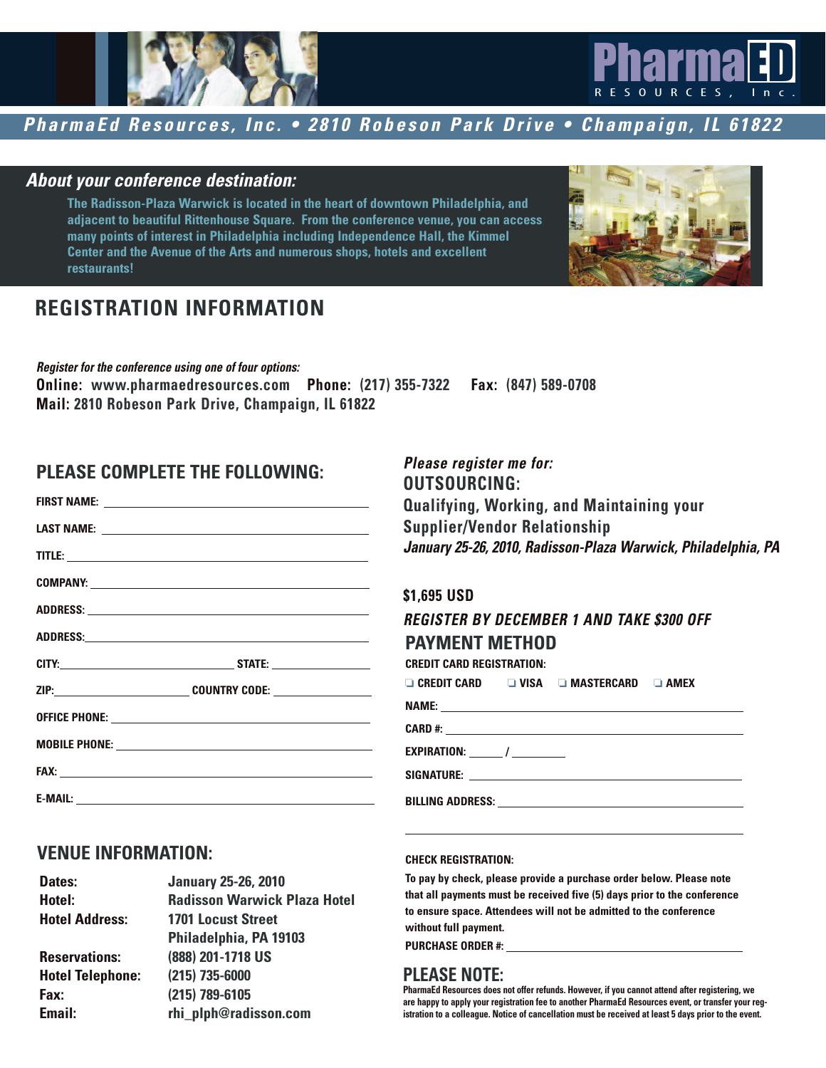PharmaED RESOURCES, Inc.

*PharmaEd Resources, Inc. • 2810 Robeson Park Drive • Champaign, IL 61822*

## *About your conference destination:*

The Radisson-Plaza Warwick is located in the heart of downtown Philadelphia, and adjacent to beautiful Rittenhouse Square. From the conference venue, you can access many points of interest in Philadelphia including Independence Hall, the Kimmel Center and the Avenue of the Arts and numerous shops, hotels and excellent restaurants!

# REGISTRATION INFORMATION

*Register for the conference using one of four options:*

**Online:** www.pharmaedresources.com **Phone:** (217) 355-7322 **Fax:** (847) 589-0708
**Mail:** 2810 Robeson Park Drive, Champaign, IL 61822

## PLEASE COMPLETE THE FOLLOWING:

FIRST NAME: ____________________

LAST NAME: ____________________

TITLE: ____________________

COMPANY: ____________________

ADDRESS: ____________________

ADDRESS: ____________________

CITY: ____________ STATE: ________

ZIP: ____________ COUNTRY CODE: ________

OFFICE PHONE: ____________________

MOBILE PHONE: ____________________

FAX: ____________________

E-MAIL: ____________________

## VENUE INFORMATION:

| | |
|---|---|
| Dates: | January 25-26, 2010 |
| Hotel: | Radisson Warwick Plaza Hotel |
| Hotel Address: | 1701 Locust Street<br>Philadelphia, PA 19103 |
| Reservations: | (888) 201-1718 US |
| Hotel Telephone: | (215) 735-6000 |
| Fax: | (215) 789-6105 |
| Email: | rhi_plph@radisson.com |

*Please register me for:*

## OUTSOURCING:
## Qualifying, Working, and Maintaining your Supplier/Vendor Relationship

*January 25-26, 2010, Radisson-Plaza Warwick, Philadelphia, PA*

**$1,695 USD**

***REGISTER BY DECEMBER 1 AND TAKE $300 OFF***

## PAYMENT METHOD

**CREDIT CARD REGISTRATION:**

❑ CREDIT CARD ❑ VISA ❑ MASTERCARD ❑ AMEX

NAME: ____________________

CARD #: ____________________

EXPIRATION: ______ / ________

SIGNATURE: ____________________

BILLING ADDRESS: ____________________

____________________

**CHECK REGISTRATION:**

To pay by check, please provide a purchase order below. Please note that all payments must be received five (5) days prior to the conference to ensure space. Attendees will not be admitted to the conference without full payment.

PURCHASE ORDER #: ____________________

## PLEASE NOTE:

PharmaEd Resources does not offer refunds. However, if you cannot attend after registering, we are happy to apply your registration fee to another PharmaEd Resources event, or transfer your registration to a colleague. Notice of cancellation must be received at least 5 days prior to the event.